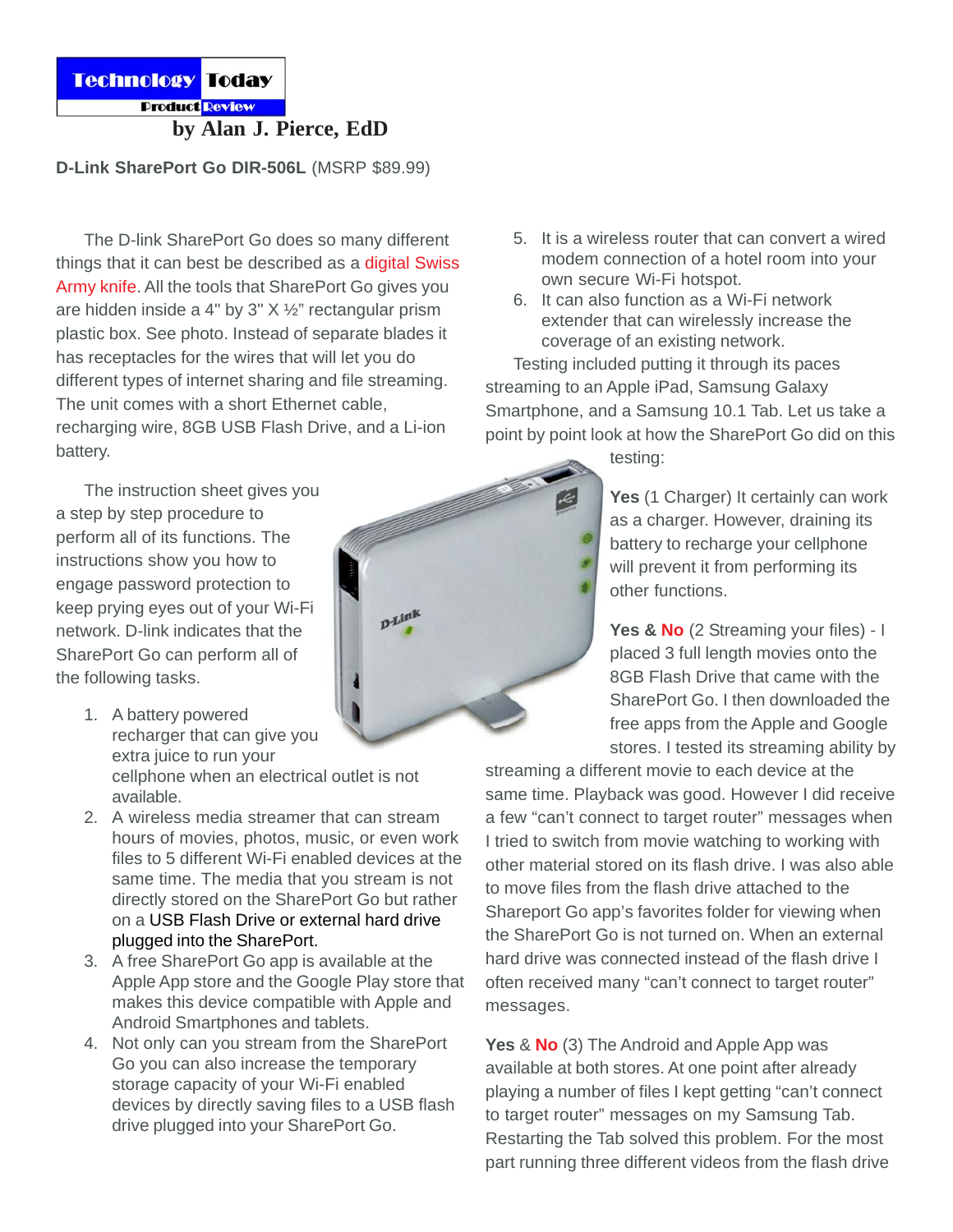**Technology Today**
**Product Review**

**by Alan J. Pierce, EdD**

**D-Link SharePort Go DIR-506L** (MSRP $89.99)

The D-link SharePort Go does so many different things that it can best be described as a digital Swiss Army knife. All the tools that SharePort Go gives you are hidden inside a 4" by 3" X ½" rectangular prism plastic box. See photo. Instead of separate blades it has receptacles for the wires that will let you do different types of internet sharing and file streaming. The unit comes with a short Ethernet cable, recharging wire, 8GB USB Flash Drive, and a Li-ion battery.

The instruction sheet gives you a step by step procedure to perform all of its functions. The instructions show you how to engage password protection to keep prying eyes out of your Wi-Fi network. D-link indicates that the SharePort Go can perform all of the following tasks.

1. A battery powered recharger that can give you extra juice to run your cellphone when an electrical outlet is not available.
2. A wireless media streamer that can stream hours of movies, photos, music, or even work files to 5 different Wi-Fi enabled devices at the same time. The media that you stream is not directly stored on the SharePort Go but rather on a USB Flash Drive or external hard drive plugged into the SharePort.
3. A free SharePort Go app is available at the Apple App store and the Google Play store that makes this device compatible with Apple and Android Smartphones and tablets.
4. Not only can you stream from the SharePort Go you can also increase the temporary storage capacity of your Wi-Fi enabled devices by directly saving files to a USB flash drive plugged into your SharePort Go.
5. It is a wireless router that can convert a wired modem connection of a hotel room into your own secure Wi-Fi hotspot.
6. It can also function as a Wi-Fi network extender that can wirelessly increase the coverage of an existing network.

Testing included putting it through its paces streaming to an Apple iPad, Samsung Galaxy Smartphone, and a Samsung 10.1 Tab. Let us take a point by point look at how the SharePort Go did on this testing:

**Yes** (1 Charger) It certainly can work as a charger. However, draining its battery to recharge your cellphone will prevent it from performing its other functions.

**Yes** & **No** (2 Streaming your files) - I placed 3 full length movies onto the 8GB Flash Drive that came with the SharePort Go. I then downloaded the free apps from the Apple and Google stores. I tested its streaming ability by streaming a different movie to each device at the same time. Playback was good. However I did receive a few "can't connect to target router" messages when I tried to switch from movie watching to working with other material stored on its flash drive. I was also able to move files from the flash drive attached to the Shareport Go app's favorites folder for viewing when the SharePort Go is not turned on. When an external hard drive was connected instead of the flash drive I often received many "can't connect to target router" messages.

**Yes** & **No** (3) The Android and Apple App was available at both stores. At one point after already playing a number of files I kept getting "can't connect to target router" messages on my Samsung Tab. Restarting the Tab solved this problem. For the most part running three different videos from the flash drive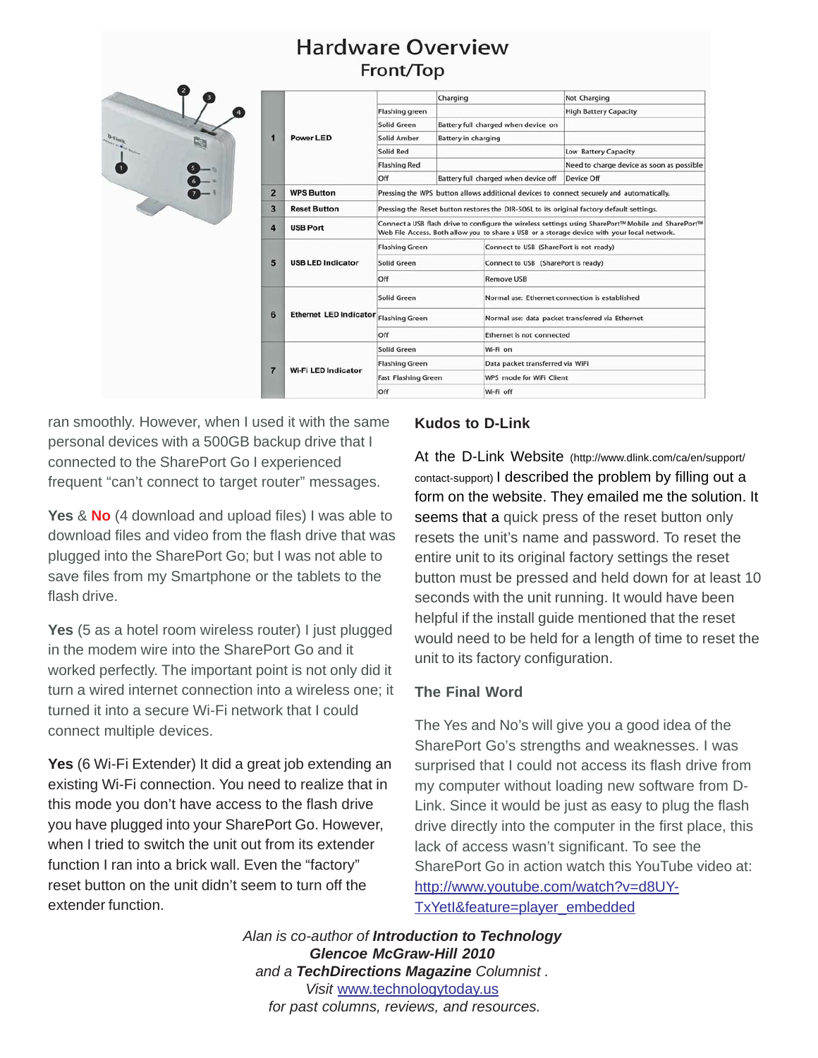## Hardware Overview

### Front/Top

| | | | | |
|---|---|---|---|---|
| 1 | Power LED | | Charging | Not Charging |
| | | Flashing green | | High Battery Capacity |
| | | Solid Green | Battery full charged when device on | |
| | | Solid Amber | Battery in charging | |
| | | Solid Red | | Low Battery Capacity |
| | | Flashing Red | | Need to charge device as soon as possible |
| | | Off | Battery full charged when device off | Device Off |
| 2 | WPS Button | Pressing the WPS button allows additional devices to connect securely and automatically. | | |
| 3 | Reset Button | Pressing the Reset button restores the DIR-506L to its original factory default settings. | | |
| 4 | USB Port | Connect a USB flash drive to configure the wireless settings using SharePort™ Mobile and SharePort™ Web File Access. Both allow you to share a USB or a storage device with your local network. | | |
| 5 | USB LED Indicator | Flashing Green | Connect to USB (SharePort is not ready) | |
| | | Solid Green | Connect to USB (SharePort is ready) | |
| | | Off | Remove USB | |
| 6 | Ethernet LED Indicator | Solid Green | Normal use: Ethernet connection is established | |
| | | Flashing Green | Normal use: data packet transferred via Ethernet | |
| | | Off | Ethernet is not connected | |
| 7 | Wi-Fi LED Indicator | Solid Green | Wi-Fi on | |
| | | Flashing Green | Data packet transferred via WiFi | |
| | | Fast Flashing Green | WPS mode for WiFi Client | |
| | | Off | Wi-Fi off | |

ran smoothly. However, when I used it with the same personal devices with a 500GB backup drive that I connected to the SharePort Go I experienced frequent “can’t connect to target router” messages.

**Yes** & **No** (4 download and upload files) I was able to download files and video from the flash drive that was plugged into the SharePort Go; but I was not able to save files from my Smartphone or the tablets to the flash drive.

**Yes** (5 as a hotel room wireless router) I just plugged in the modem wire into the SharePort Go and it worked perfectly. The important point is not only did it turn a wired internet connection into a wireless one; it turned it into a secure Wi-Fi network that I could connect multiple devices.

**Yes** (6 Wi-Fi Extender) It did a great job extending an existing Wi-Fi connection. You need to realize that in this mode you don’t have access to the flash drive you have plugged into your SharePort Go. However, when I tried to switch the unit out from its extender function I ran into a brick wall. Even the “factory” reset button on the unit didn’t seem to turn off the extender function.

### Kudos to D-Link

At the D-Link Website (http://www.dlink.com/ca/en/support/contact-support) I described the problem by filling out a form on the website. They emailed me the solution. It seems that a quick press of the reset button only resets the unit’s name and password. To reset the entire unit to its original factory settings the reset button must be pressed and held down for at least 10 seconds with the unit running. It would have been helpful if the install guide mentioned that the reset would need to be held for a length of time to reset the unit to its factory configuration.

### The Final Word

The Yes and No’s will give you a good idea of the SharePort Go’s strengths and weaknesses. I was surprised that I could not access its flash drive from my computer without loading new software from D-Link. Since it would be just as easy to plug the flash drive directly into the computer in the first place, this lack of access wasn’t significant. To see the SharePort Go in action watch this YouTube video at: http://www.youtube.com/watch?v=d8UY-TxYetI&feature=player_embedded

*Alan is co-author of **Introduction to Technology***
***Glencoe McGraw-Hill 2010***
*and a **TechDirections Magazine** Columnist .*
*Visit www.technologytoday.us*
*for past columns, reviews, and resources.*